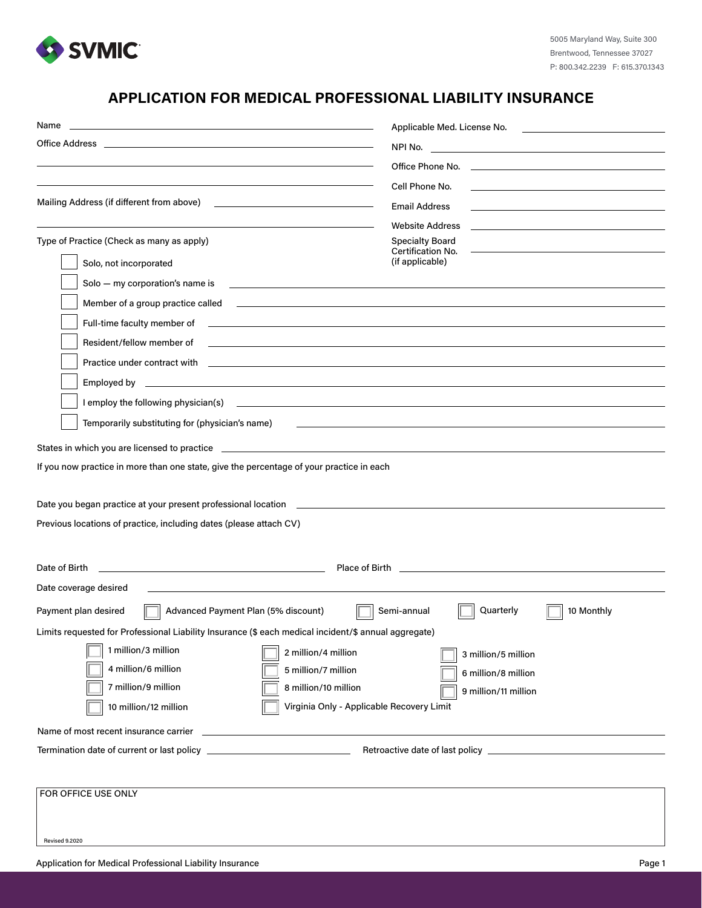SVMIC

5005 Maryland Way, Suite 300
Brentwood, Tennessee 37027
P: 800.342.2239 F: 615.370.1343

# APPLICATION FOR MEDICAL PROFESSIONAL LIABILITY INSURANCE

Name ______________________________

Office Address ______________________________

______________________________

______________________________

Mailing Address (if different from above) ______________________________

______________________________

Applicable Med. License No. ______________________________

NPI No. ______________________________

Office Phone No. ______________________________

Cell Phone No. ______________________________

Email Address ______________________________

Website Address ______________________________

Specialty Board Certification No. (if applicable) ______________________________

Type of Practice (Check as many as apply)

- ☐ Solo, not incorporated
- ☐ Solo — my corporation's name is ______________________________
- ☐ Member of a group practice called ______________________________
- ☐ Full-time faculty member of ______________________________
- ☐ Resident/fellow member of ______________________________
- ☐ Practice under contract with ______________________________
- ☐ Employed by ______________________________
- ☐ I employ the following physician(s) ______________________________
- ☐ Temporarily substituting for (physician's name) ______________________________

States in which you are licensed to practice ______________________________

If you now practice in more than one state, give the percentage of your practice in each

Date you began practice at your present professional location ______________________________

Previous locations of practice, including dates (please attach CV)

Date of Birth ______________________________ Place of Birth ______________________________

Date coverage desired ______________________________

Payment plan desired ☐ Advanced Payment Plan (5% discount) ☐ Semi-annual ☐ Quarterly ☐ 10 Monthly

Limits requested for Professional Liability Insurance ($ each medical incident/$ annual aggregate)

| | | |
|---|---|---|
| ☐ 1 million/3 million | ☐ 2 million/4 million | ☐ 3 million/5 million |
| ☐ 4 million/6 million | ☐ 5 million/7 million | ☐ 6 million/8 million |
| ☐ 7 million/9 million | ☐ 8 million/10 million | ☐ 9 million/11 million |
| ☐ 10 million/12 million | ☐ Virginia Only - Applicable Recovery Limit | |

Name of most recent insurance carrier ______________________________

Termination date of current or last policy ______________________________ Retroactive date of last policy ______________________________

FOR OFFICE USE ONLY

Revised 9.2020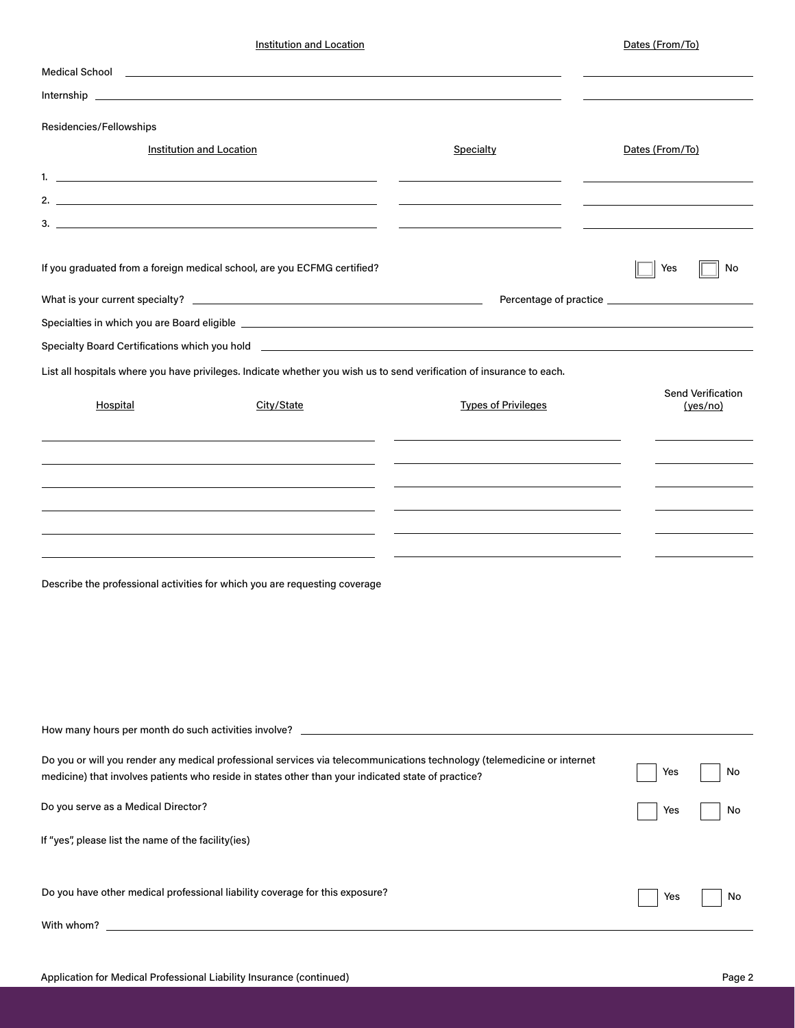| | Institution and Location | Dates (From/To) |
|---|---|---|
| Medical School | | |
| Internship | | |

Residencies/Fellowships

| | Institution and Location | Specialty | Dates (From/To) |
|---|---|---|---|
| 1. | | | |
| 2. | | | |
| 3. | | | |

If you graduated from a foreign medical school, are you ECFMG certified? ☐ Yes ☐ No

What is your current specialty? ____________________ Percentage of practice ____________________

Specialties in which you are Board eligible ____________________

Specialty Board Certifications which you hold ____________________

List all hospitals where you have privileges. Indicate whether you wish us to send verification of insurance to each.

| Hospital | City/State | Types of Privileges | Send Verification (yes/no) |
|---|---|---|---|
| | | | |
| | | | |
| | | | |
| | | | |
| | | | |
| | | | |

Describe the professional activities for which you are requesting coverage

How many hours per month do such activities involve? ____________________

Do you or will you render any medical professional services via telecommunications technology (telemedicine or internet medicine) that involves patients who reside in states other than your indicated state of practice? ☐ Yes ☐ No

Do you serve as a Medical Director? ☐ Yes ☐ No

If "yes", please list the name of the facility(ies)

Do you have other medical professional liability coverage for this exposure? ☐ Yes ☐ No

With whom? ____________________

Application for Medical Professional Liability Insurance (continued)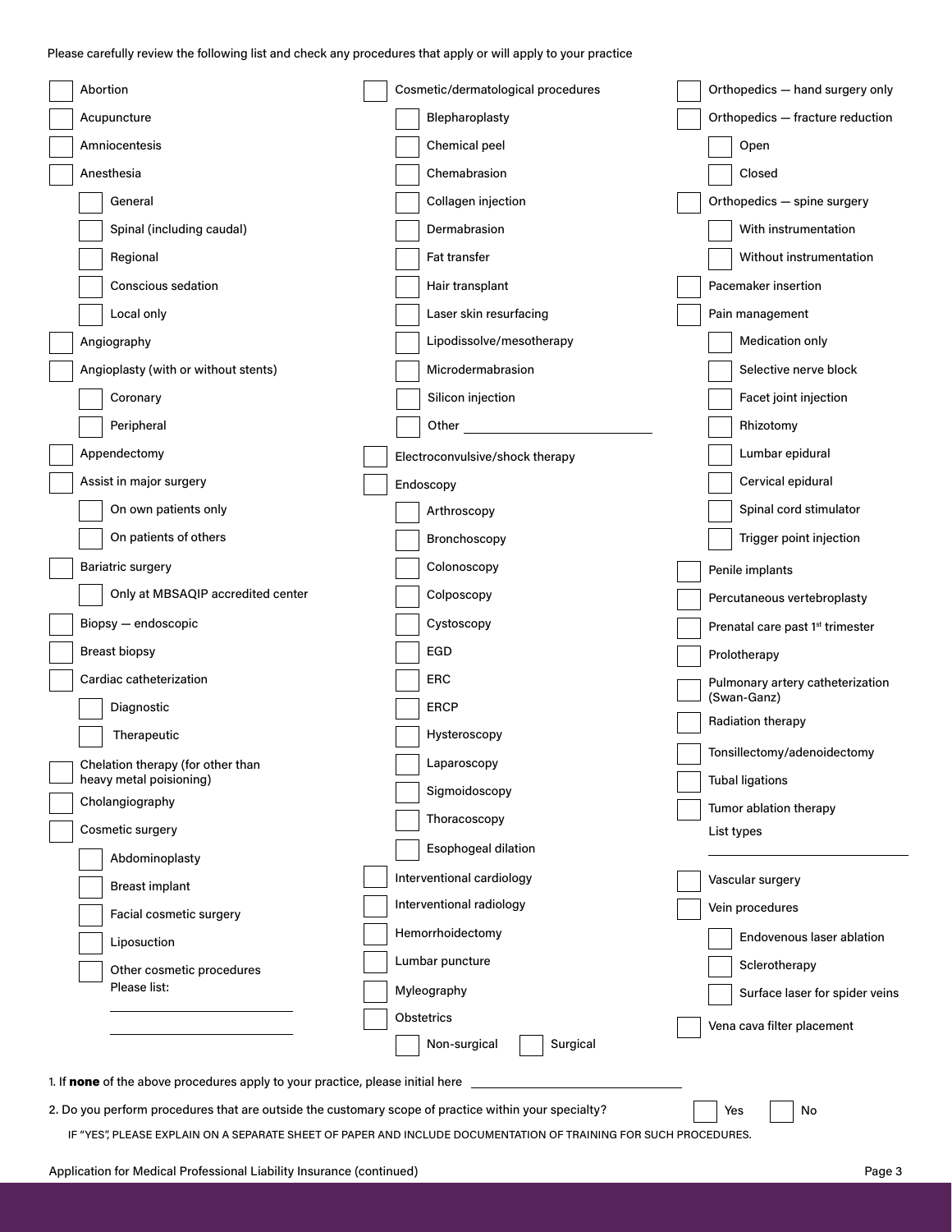Please carefully review the following list and check any procedures that apply or will apply to your practice

- [ ] Abortion
- [ ] Acupuncture
- [ ] Amniocentesis
- [ ] Anesthesia
  - [ ] General
  - [ ] Spinal (including caudal)
  - [ ] Regional
  - [ ] Conscious sedation
  - [ ] Local only
- [ ] Angiography
- [ ] Angioplasty (with or without stents)
  - [ ] Coronary
  - [ ] Peripheral
- [ ] Appendectomy
- [ ] Assist in major surgery
  - [ ] On own patients only
  - [ ] On patients of others
- [ ] Bariatric surgery
  - [ ] Only at MBSAQIP accredited center
- [ ] Biopsy — endoscopic
- [ ] Breast biopsy
- [ ] Cardiac catheterization
  - [ ] Diagnostic
  - [ ] Therapeutic
- [ ] Chelation therapy (for other than heavy metal poisioning)
- [ ] Cholangiography
- [ ] Cosmetic surgery
  - [ ] Abdominoplasty
  - [ ] Breast implant
  - [ ] Facial cosmetic surgery
  - [ ] Liposuction
  - [ ] Other cosmetic procedures  
    Please list: ______________________  
    ______________________
- [ ] Cosmetic/dermatological procedures
  - [ ] Blepharoplasty
  - [ ] Chemical peel
  - [ ] Chemabrasion
  - [ ] Collagen injection
  - [ ] Dermabrasion
  - [ ] Fat transfer
  - [ ] Hair transplant
  - [ ] Laser skin resurfacing
  - [ ] Lipodissolve/mesotherapy
  - [ ] Microdermabrasion
  - [ ] Silicon injection
  - [ ] Other ______________________
- [ ] Electroconvulsive/shock therapy
- [ ] Endoscopy
  - [ ] Arthroscopy
  - [ ] Bronchoscopy
  - [ ] Colonoscopy
  - [ ] Colposcopy
  - [ ] Cystoscopy
  - [ ] EGD
  - [ ] ERC
  - [ ] ERCP
  - [ ] Hysteroscopy
  - [ ] Laparoscopy
  - [ ] Sigmoidoscopy
  - [ ] Thoracoscopy
  - [ ] Esophogeal dilation
- [ ] Interventional cardiology
- [ ] Interventional radiology
- [ ] Hemorrhoidectomy
- [ ] Lumbar puncture
- [ ] Myleography
- [ ] Obstetrics
  - [ ] Non-surgical
  - [ ] Surgical
- [ ] Orthopedics — hand surgery only
- [ ] Orthopedics — fracture reduction
  - [ ] Open
  - [ ] Closed
- [ ] Orthopedics — spine surgery
  - [ ] With instrumentation
  - [ ] Without instrumentation
- [ ] Pacemaker insertion
- [ ] Pain management
  - [ ] Medication only
  - [ ] Selective nerve block
  - [ ] Facet joint injection
  - [ ] Rhizotomy
  - [ ] Lumbar epidural
  - [ ] Cervical epidural
  - [ ] Spinal cord stimulator
  - [ ] Trigger point injection
- [ ] Penile implants
- [ ] Percutaneous vertebroplasty
- [ ] Prenatal care past 1st trimester
- [ ] Prolotherapy
- [ ] Pulmonary artery catheterization (Swan-Ganz)
- [ ] Radiation therapy
- [ ] Tonsillectomy/adenoidectomy
- [ ] Tubal ligations
- [ ] Tumor ablation therapy  
  List types ______________________
- [ ] Vascular surgery
- [ ] Vein procedures
  - [ ] Endovenous laser ablation
  - [ ] Sclerotherapy
  - [ ] Surface laser for spider veins
- [ ] Vena cava filter placement

1. If **none** of the above procedures apply to your practice, please initial here ______________________

2. Do you perform procedures that are outside the customary scope of practice within your specialty? [ ] Yes [ ] No

   IF "YES", PLEASE EXPLAIN ON A SEPARATE SHEET OF PAPER AND INCLUDE DOCUMENTATION OF TRAINING FOR SUCH PROCEDURES.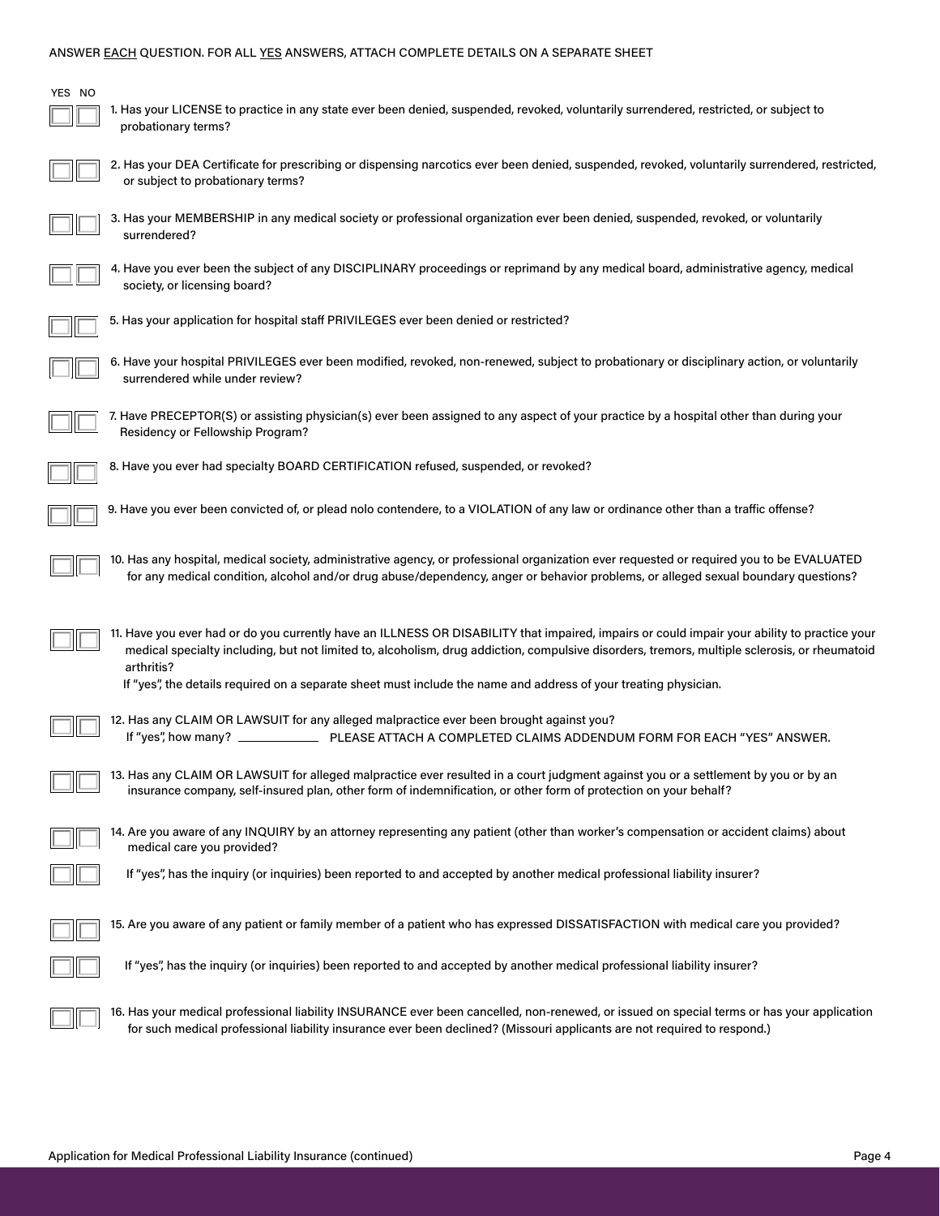ANSWER EACH QUESTION. FOR ALL YES ANSWERS, ATTACH COMPLETE DETAILS ON A SEPARATE SHEET

| YES | NO | Question |
|---|---|---|
| ☐ | ☐ | 1. Has your LICENSE to practice in any state ever been denied, suspended, revoked, voluntarily surrendered, restricted, or subject to probationary terms? |
| ☐ | ☐ | 2. Has your DEA Certificate for prescribing or dispensing narcotics ever been denied, suspended, revoked, voluntarily surrendered, restricted, or subject to probationary terms? |
| ☐ | ☐ | 3. Has your MEMBERSHIP in any medical society or professional organization ever been denied, suspended, revoked, or voluntarily surrendered? |
| ☐ | ☐ | 4. Have you ever been the subject of any DISCIPLINARY proceedings or reprimand by any medical board, administrative agency, medical society, or licensing board? |
| ☐ | ☐ | 5. Has your application for hospital staff PRIVILEGES ever been denied or restricted? |
| ☐ | ☐ | 6. Have your hospital PRIVILEGES ever been modified, revoked, non-renewed, subject to probationary or disciplinary action, or voluntarily surrendered while under review? |
| ☐ | ☐ | 7. Have PRECEPTOR(S) or assisting physician(s) ever been assigned to any aspect of your practice by a hospital other than during your Residency or Fellowship Program? |
| ☐ | ☐ | 8. Have you ever had specialty BOARD CERTIFICATION refused, suspended, or revoked? |
| ☐ | ☐ | 9. Have you ever been convicted of, or plead nolo contendere, to a VIOLATION of any law or ordinance other than a traffic offense? |
| ☐ | ☐ | 10. Has any hospital, medical society, administrative agency, or professional organization ever requested or required you to be EVALUATED for any medical condition, alcohol and/or drug abuse/dependency, anger or behavior problems, or alleged sexual boundary questions? |
| ☐ | ☐ | 11. Have you ever had or do you currently have an ILLNESS OR DISABILITY that impaired, impairs or could impair your ability to practice your medical specialty including, but not limited to, alcoholism, drug addiction, compulsive disorders, tremors, multiple sclerosis, or rheumatoid arthritis? If "yes", the details required on a separate sheet must include the name and address of your treating physician. |
| ☐ | ☐ | 12. Has any CLAIM OR LAWSUIT for any alleged malpractice ever been brought against you? If "yes", how many? ____________ PLEASE ATTACH A COMPLETED CLAIMS ADDENDUM FORM FOR EACH "YES" ANSWER. |
| ☐ | ☐ | 13. Has any CLAIM OR LAWSUIT for alleged malpractice ever resulted in a court judgment against you or a settlement by you or by an insurance company, self-insured plan, other form of indemnification, or other form of protection on your behalf? |
| ☐ | ☐ | 14. Are you aware of any INQUIRY by an attorney representing any patient (other than worker's compensation or accident claims) about medical care you provided? |
| ☐ | ☐ | If "yes", has the inquiry (or inquiries) been reported to and accepted by another medical professional liability insurer? |
| ☐ | ☐ | 15. Are you aware of any patient or family member of a patient who has expressed DISSATISFACTION with medical care you provided? |
| ☐ | ☐ | If "yes", has the inquiry (or inquiries) been reported to and accepted by another medical professional liability insurer? |
| ☐ | ☐ | 16. Has your medical professional liability INSURANCE ever been cancelled, non-renewed, or issued on special terms or has your application for such medical professional liability insurance ever been declined? (Missouri applicants are not required to respond.) |

Application for Medical Professional Liability Insurance (continued)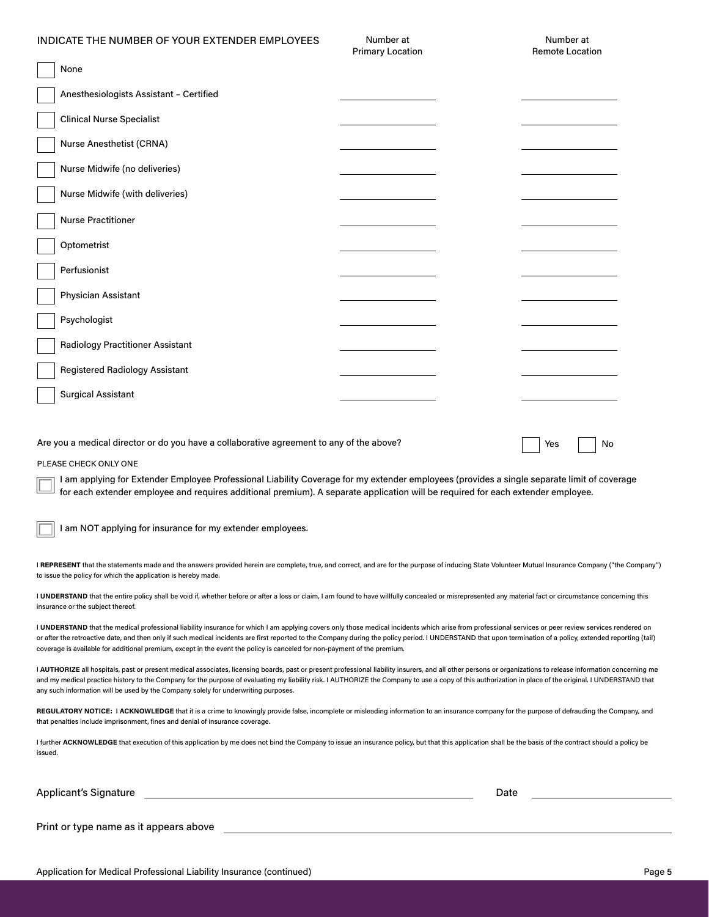| INDICATE THE NUMBER OF YOUR EXTENDER EMPLOYEES | Number at Primary Location | Number at Remote Location |
|---|---|---|
| ☐ None | | |
| ☐ Anesthesiologists Assistant – Certified | ______ | ______ |
| ☐ Clinical Nurse Specialist | ______ | ______ |
| ☐ Nurse Anesthetist (CRNA) | ______ | ______ |
| ☐ Nurse Midwife (no deliveries) | ______ | ______ |
| ☐ Nurse Midwife (with deliveries) | ______ | ______ |
| ☐ Nurse Practitioner | ______ | ______ |
| ☐ Optometrist | ______ | ______ |
| ☐ Perfusionist | ______ | ______ |
| ☐ Physician Assistant | ______ | ______ |
| ☐ Psychologist | ______ | ______ |
| ☐ Radiology Practitioner Assistant | ______ | ______ |
| ☐ Registered Radiology Assistant | ______ | ______ |
| ☐ Surgical Assistant | ______ | ______ |

Are you a medical director or do you have a collaborative agreement to any of the above? ☐ Yes ☐ No

PLEASE CHECK ONLY ONE

☐ I am applying for Extender Employee Professional Liability Coverage for my extender employees (provides a single separate limit of coverage for each extender employee and requires additional premium). A separate application will be required for each extender employee.

☐ I am NOT applying for insurance for my extender employees.

I **REPRESENT** that the statements made and the answers provided herein are complete, true, and correct, and are for the purpose of inducing State Volunteer Mutual Insurance Company ("the Company") to issue the policy for which the application is hereby made.

I **UNDERSTAND** that the entire policy shall be void if, whether before or after a loss or claim, I am found to have willfully concealed or misrepresented any material fact or circumstance concerning this insurance or the subject thereof.

I **UNDERSTAND** that the medical professional liability insurance for which I am applying covers only those medical incidents which arise from professional services or peer review services rendered on or after the retroactive date, and then only if such medical incidents are first reported to the Company during the policy period. I UNDERSTAND that upon termination of a policy, extended reporting (tail) coverage is available for additional premium, except in the event the policy is canceled for non-payment of the premium.

I **AUTHORIZE** all hospitals, past or present medical associates, licensing boards, past or present professional liability insurers, and all other persons or organizations to release information concerning me and my medical practice history to the Company for the purpose of evaluating my liability risk. I AUTHORIZE the Company to use a copy of this authorization in place of the original. I UNDERSTAND that any such information will be used by the Company solely for underwriting purposes.

**REGULATORY NOTICE:** I **ACKNOWLEDGE** that it is a crime to knowingly provide false, incomplete or misleading information to an insurance company for the purpose of defrauding the Company, and that penalties include imprisonment, fines and denial of insurance coverage.

I further **ACKNOWLEDGE** that execution of this application by me does not bind the Company to issue an insurance policy, but that this application shall be the basis of the contract should a policy be issued.

Applicant's Signature ______________________________ Date ______________

Print or type name as it appears above ______________________________

Application for Medical Professional Liability Insurance (continued)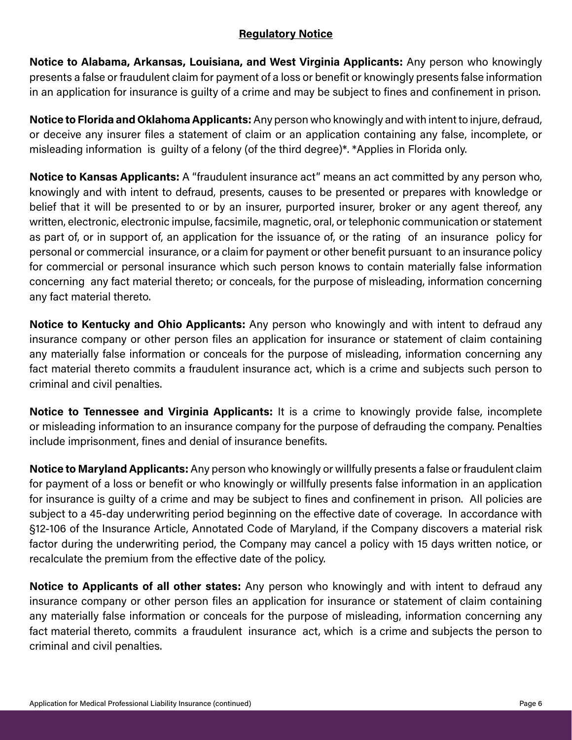## Regulatory Notice

**Notice to Alabama, Arkansas, Louisiana, and West Virginia Applicants:** Any person who knowingly presents a false or fraudulent claim for payment of a loss or benefit or knowingly presents false information in an application for insurance is guilty of a crime and may be subject to fines and confinement in prison.

**Notice to Florida and Oklahoma Applicants:** Any person who knowingly and with intent to injure, defraud, or deceive any insurer files a statement of claim or an application containing any false, incomplete, or misleading information is guilty of a felony (of the third degree)*. *Applies in Florida only.

**Notice to Kansas Applicants:** A "fraudulent insurance act" means an act committed by any person who, knowingly and with intent to defraud, presents, causes to be presented or prepares with knowledge or belief that it will be presented to or by an insurer, purported insurer, broker or any agent thereof, any written, electronic, electronic impulse, facsimile, magnetic, oral, or telephonic communication or statement as part of, or in support of, an application for the issuance of, or the rating of an insurance policy for personal or commercial insurance, or a claim for payment or other benefit pursuant to an insurance policy for commercial or personal insurance which such person knows to contain materially false information concerning any fact material thereto; or conceals, for the purpose of misleading, information concerning any fact material thereto.

**Notice to Kentucky and Ohio Applicants:** Any person who knowingly and with intent to defraud any insurance company or other person files an application for insurance or statement of claim containing any materially false information or conceals for the purpose of misleading, information concerning any fact material thereto commits a fraudulent insurance act, which is a crime and subjects such person to criminal and civil penalties.

**Notice to Tennessee and Virginia Applicants:** It is a crime to knowingly provide false, incomplete or misleading information to an insurance company for the purpose of defrauding the company. Penalties include imprisonment, fines and denial of insurance benefits.

**Notice to Maryland Applicants:** Any person who knowingly or willfully presents a false or fraudulent claim for payment of a loss or benefit or who knowingly or willfully presents false information in an application for insurance is guilty of a crime and may be subject to fines and confinement in prison. All policies are subject to a 45-day underwriting period beginning on the effective date of coverage. In accordance with §12-106 of the Insurance Article, Annotated Code of Maryland, if the Company discovers a material risk factor during the underwriting period, the Company may cancel a policy with 15 days written notice, or recalculate the premium from the effective date of the policy.

**Notice to Applicants of all other states:** Any person who knowingly and with intent to defraud any insurance company or other person files an application for insurance or statement of claim containing any materially false information or conceals for the purpose of misleading, information concerning any fact material thereto, commits a fraudulent insurance act, which is a crime and subjects the person to criminal and civil penalties.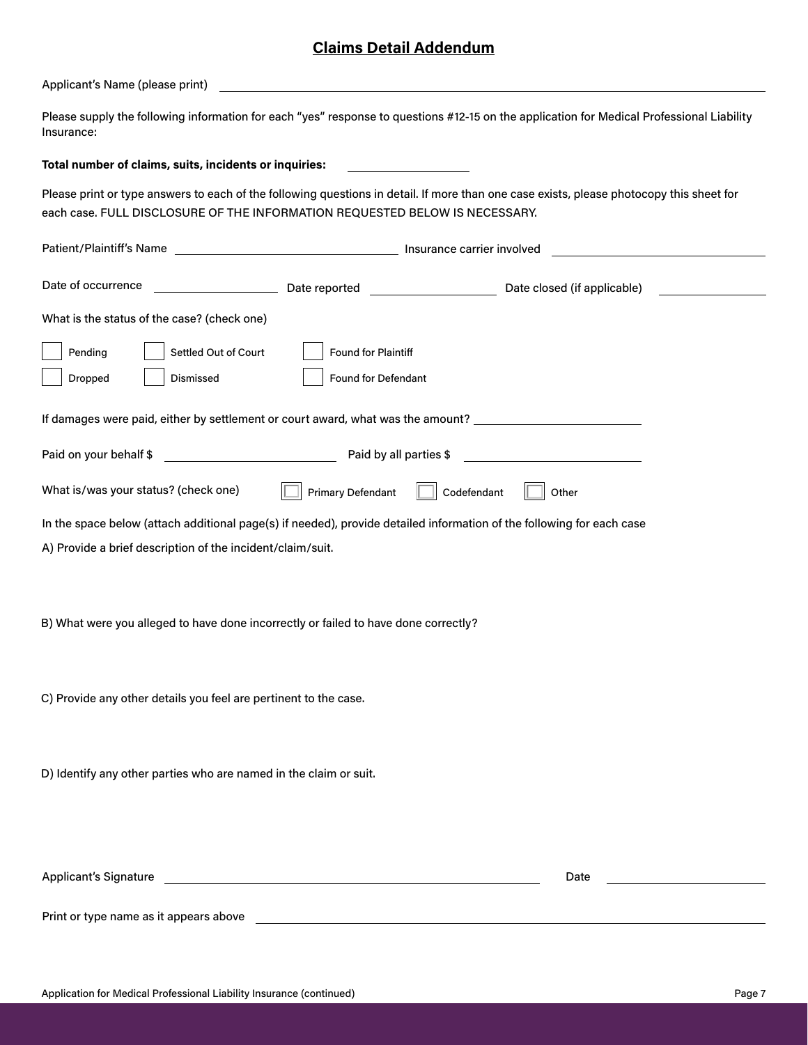## Claims Detail Addendum

Applicant's Name (please print) ______________________________________________

Please supply the following information for each "yes" response to questions #12-15 on the application for Medical Professional Liability Insurance:

**Total number of claims, suits, incidents or inquiries:** ______________

Please print or type answers to each of the following questions in detail. If more than one case exists, please photocopy this sheet for each case. FULL DISCLOSURE OF THE INFORMATION REQUESTED BELOW IS NECESSARY.

Patient/Plaintiff's Name ______________________ Insurance carrier involved ______________________

Date of occurrence ______________ Date reported ______________ Date closed (if applicable) ______________

What is the status of the case? (check one)

☐ Pending ☐ Settled Out of Court ☐ Found for Plaintiff

☐ Dropped ☐ Dismissed ☐ Found for Defendant

If damages were paid, either by settlement or court award, what was the amount? ______________________

Paid on your behalf $ ______________________ Paid by all parties $ ______________________

What is/was your status? (check one) ☐ Primary Defendant ☐ Codefendant ☐ Other

In the space below (attach additional page(s) if needed), provide detailed information of the following for each case

A) Provide a brief description of the incident/claim/suit.

B) What were you alleged to have done incorrectly or failed to have done correctly?

C) Provide any other details you feel are pertinent to the case.

D) Identify any other parties who are named in the claim or suit.

Applicant's Signature ______________________________________ Date ______________

Print or type name as it appears above ______________________________________

Application for Medical Professional Liability Insurance (continued)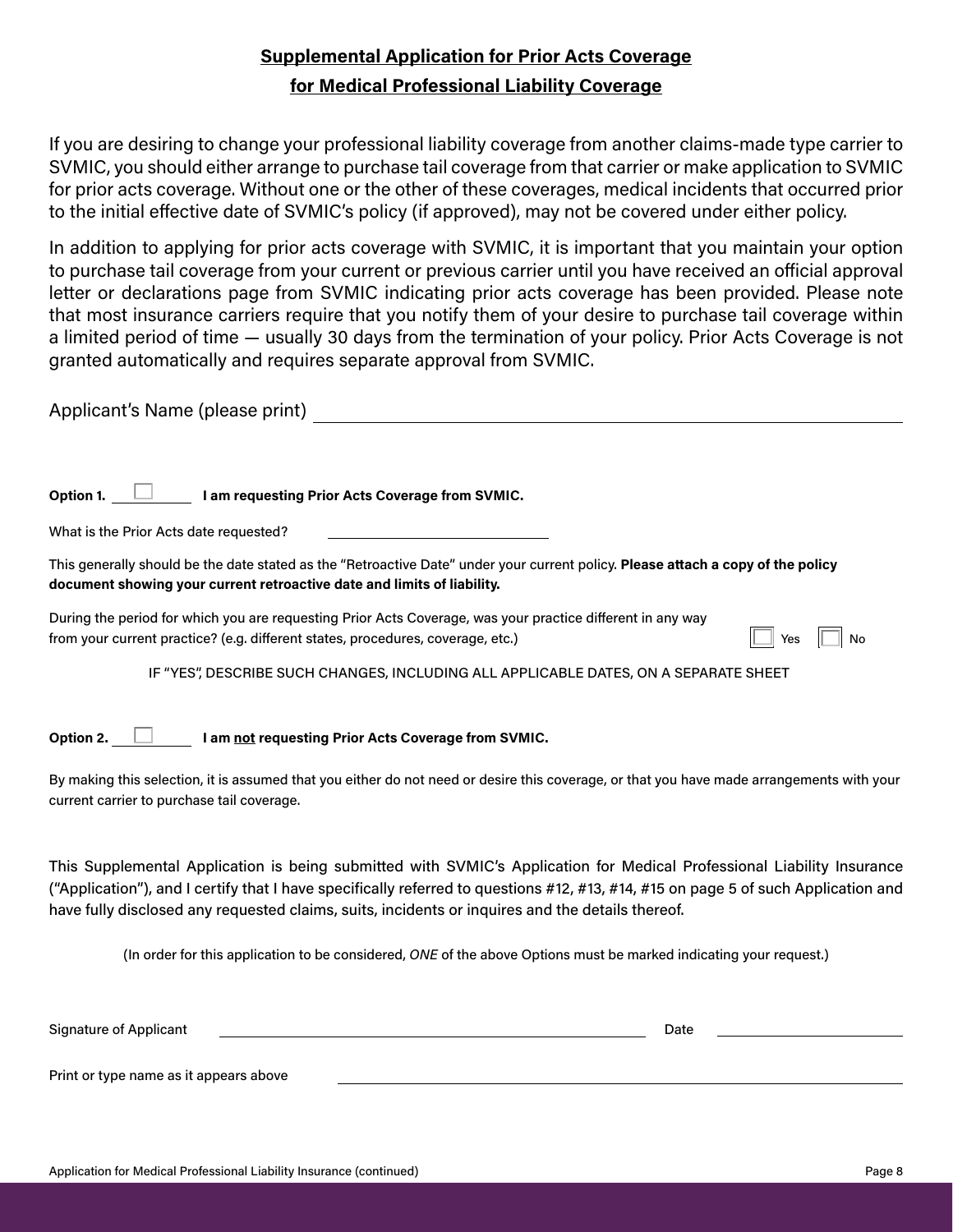## Supplemental Application for Prior Acts Coverage

## for Medical Professional Liability Coverage

If you are desiring to change your professional liability coverage from another claims-made type carrier to SVMIC, you should either arrange to purchase tail coverage from that carrier or make application to SVMIC for prior acts coverage. Without one or the other of these coverages, medical incidents that occurred prior to the initial effective date of SVMIC's policy (if approved), may not be covered under either policy.

In addition to applying for prior acts coverage with SVMIC, it is important that you maintain your option to purchase tail coverage from your current or previous carrier until you have received an official approval letter or declarations page from SVMIC indicating prior acts coverage has been provided. Please note that most insurance carriers require that you notify them of your desire to purchase tail coverage within a limited period of time — usually 30 days from the termination of your policy. Prior Acts Coverage is not granted automatically and requires separate approval from SVMIC.

Applicant's Name (please print) ____________________________________________

**Option 1.** ☐ **I am requesting Prior Acts Coverage from SVMIC.**

What is the Prior Acts date requested? ____________________

This generally should be the date stated as the "Retroactive Date" under your current policy. **Please attach a copy of the policy document showing your current retroactive date and limits of liability.**

During the period for which you are requesting Prior Acts Coverage, was your practice different in any way from your current practice? (e.g. different states, procedures, coverage, etc.) ☐ Yes ☐ No

IF "YES", DESCRIBE SUCH CHANGES, INCLUDING ALL APPLICABLE DATES, ON A SEPARATE SHEET

**Option 2.** ☐ **I am not requesting Prior Acts Coverage from SVMIC.**

By making this selection, it is assumed that you either do not need or desire this coverage, or that you have made arrangements with your current carrier to purchase tail coverage.

This Supplemental Application is being submitted with SVMIC's Application for Medical Professional Liability Insurance ("Application"), and I certify that I have specifically referred to questions #12, #13, #14, #15 on page 5 of such Application and have fully disclosed any requested claims, suits, incidents or inquires and the details thereof.

(In order for this application to be considered, *ONE* of the above Options must be marked indicating your request.)

Signature of Applicant ____________________________________________ Date ____________________

Print or type name as it appears above ____________________________________________

Application for Medical Professional Liability Insurance (continued)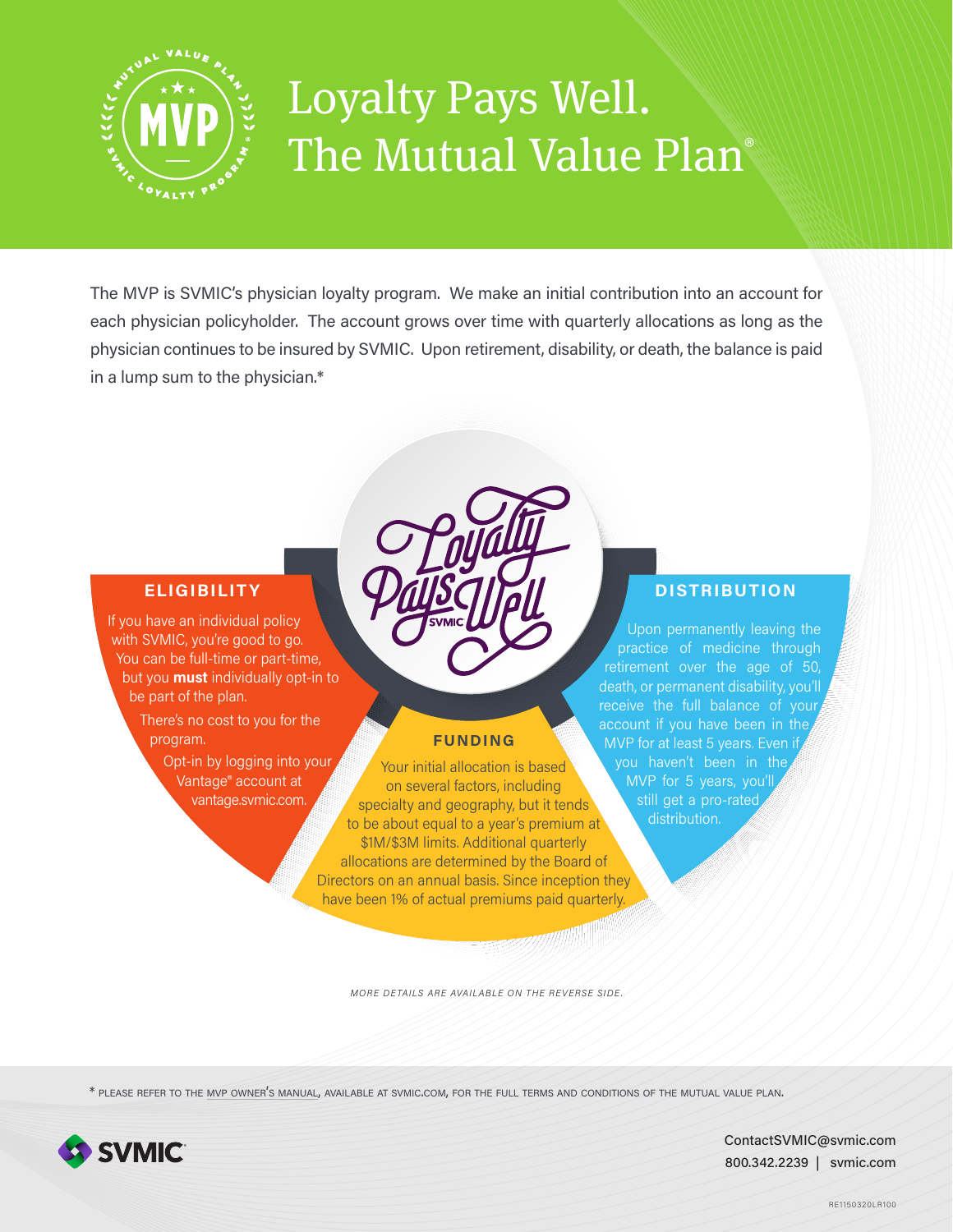# Loyalty Pays Well. The Mutual Value Plan®

The MVP is SVMIC's physician loyalty program. We make an initial contribution into an account for each physician policyholder. The account grows over time with quarterly allocations as long as the physician continues to be insured by SVMIC. Upon retirement, disability, or death, the balance is paid in a lump sum to the physician.*

## ELIGIBILITY

If you have an individual policy with SVMIC, you're good to go. You can be full-time or part-time, but you **must** individually opt-in to be part of the plan.

There's no cost to you for the program.

Opt-in by logging into your Vantage® account at vantage.svmic.com.

## FUNDING

Your initial allocation is based on several factors, including specialty and geography, but it tends to be about equal to a year's premium at $1M/$3M limits. Additional quarterly allocations are determined by the Board of Directors on an annual basis. Since inception they have been 1% of actual premiums paid quarterly.

## DISTRIBUTION

Upon permanently leaving the practice of medicine through retirement over the age of 50, death, or permanent disability, you'll receive the full balance of your account if you have been in the MVP for at least 5 years. Even if you haven't been in the MVP for 5 years, you'll still get a pro-rated distribution.

*MORE DETAILS ARE AVAILABLE ON THE REVERSE SIDE.*

\* PLEASE REFER TO THE MVP OWNER'S MANUAL, AVAILABLE AT SVMIC.COM, FOR THE FULL TERMS AND CONDITIONS OF THE MUTUAL VALUE PLAN.

SVMIC

ContactSVMIC@svmic.com
800.342.2239 | svmic.com

RE1150320LR100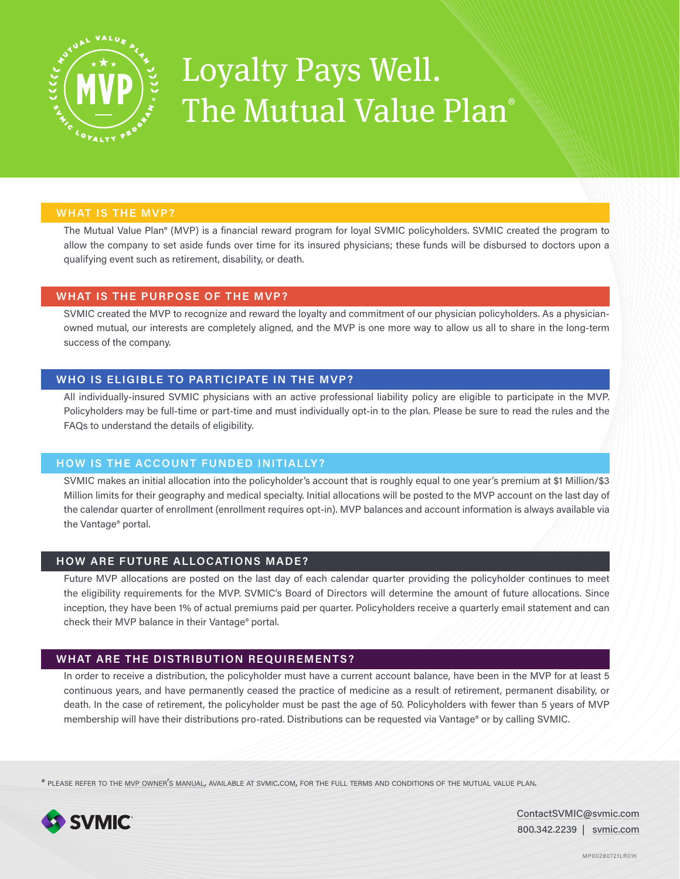# Loyalty Pays Well. The Mutual Value Plan®

## WHAT IS THE MVP?

The Mutual Value Plan® (MVP) is a financial reward program for loyal SVMIC policyholders. SVMIC created the program to allow the company to set aside funds over time for its insured physicians; these funds will be disbursed to doctors upon a qualifying event such as retirement, disability, or death.

## WHAT IS THE PURPOSE OF THE MVP?

SVMIC created the MVP to recognize and reward the loyalty and commitment of our physician policyholders. As a physician-owned mutual, our interests are completely aligned, and the MVP is one more way to allow us all to share in the long-term success of the company.

## WHO IS ELIGIBLE TO PARTICIPATE IN THE MVP?

All individually-insured SVMIC physicians with an active professional liability policy are eligible to participate in the MVP. Policyholders may be full-time or part-time and must individually opt-in to the plan. Please be sure to read the rules and the FAQs to understand the details of eligibility.

## HOW IS THE ACCOUNT FUNDED INITIALLY?

SVMIC makes an initial allocation into the policyholder's account that is roughly equal to one year's premium at $1 Million/$3 Million limits for their geography and medical specialty. Initial allocations will be posted to the MVP account on the last day of the calendar quarter of enrollment (enrollment requires opt-in). MVP balances and account information is always available via the Vantage® portal.

## HOW ARE FUTURE ALLOCATIONS MADE?

Future MVP allocations are posted on the last day of each calendar quarter providing the policyholder continues to meet the eligibility requirements for the MVP. SVMIC's Board of Directors will determine the amount of future allocations. Since inception, they have been 1% of actual premiums paid per quarter. Policyholders receive a quarterly email statement and can check their MVP balance in their Vantage® portal.

## WHAT ARE THE DISTRIBUTION REQUIREMENTS?

In order to receive a distribution, the policyholder must have a current account balance, have been in the MVP for at least 5 continuous years, and have permanently ceased the practice of medicine as a result of retirement, permanent disability, or death. In the case of retirement, the policyholder must be past the age of 50. Policyholders with fewer than 5 years of MVP membership will have their distributions pro-rated. Distributions can be requested via Vantage® or by calling SVMIC.

\* PLEASE REFER TO THE MVP OWNER'S MANUAL, AVAILABLE AT SVMIC.COM, FOR THE FULL TERMS AND CONDITIONS OF THE MUTUAL VALUE PLAN.

SVMIC

ContactSVMIC@svmic.com
800.342.2239 | svmic.com

MP00280721LR01K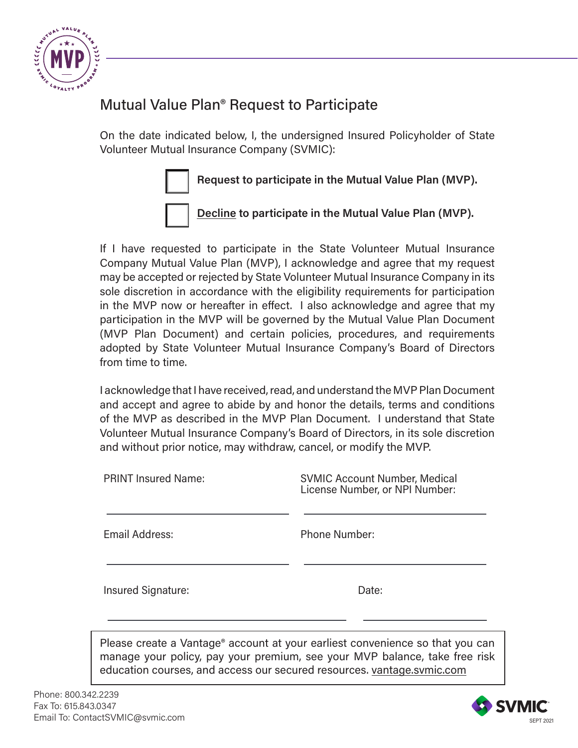# Mutual Value Plan® Request to Participate

On the date indicated below, I, the undersigned Insured Policyholder of State Volunteer Mutual Insurance Company (SVMIC):

☐ **Request to participate in the Mutual Value Plan (MVP).**

☐ **Decline to participate in the Mutual Value Plan (MVP).**

If I have requested to participate in the State Volunteer Mutual Insurance Company Mutual Value Plan (MVP), I acknowledge and agree that my request may be accepted or rejected by State Volunteer Mutual Insurance Company in its sole discretion in accordance with the eligibility requirements for participation in the MVP now or hereafter in effect. I also acknowledge and agree that my participation in the MVP will be governed by the Mutual Value Plan Document (MVP Plan Document) and certain policies, procedures, and requirements adopted by State Volunteer Mutual Insurance Company's Board of Directors from time to time.

I acknowledge that I have received, read, and understand the MVP Plan Document and accept and agree to abide by and honor the details, terms and conditions of the MVP as described in the MVP Plan Document. I understand that State Volunteer Mutual Insurance Company's Board of Directors, in its sole discretion and without prior notice, may withdraw, cancel, or modify the MVP.

PRINT Insured Name: ______________________

SVMIC Account Number, Medical License Number, or NPI Number: ______________________

Email Address: ______________________

Phone Number: ______________________

Insured Signature: ______________________

Date: ______________________

Please create a Vantage® account at your earliest convenience so that you can manage your policy, pay your premium, see your MVP balance, take free risk education courses, and access our secured resources. vantage.svmic.com

Phone: 800.342.2239
Fax To: 615.843.0347
Email To: ContactSVMIC@svmic.com

SVMIC

SEPT 2021